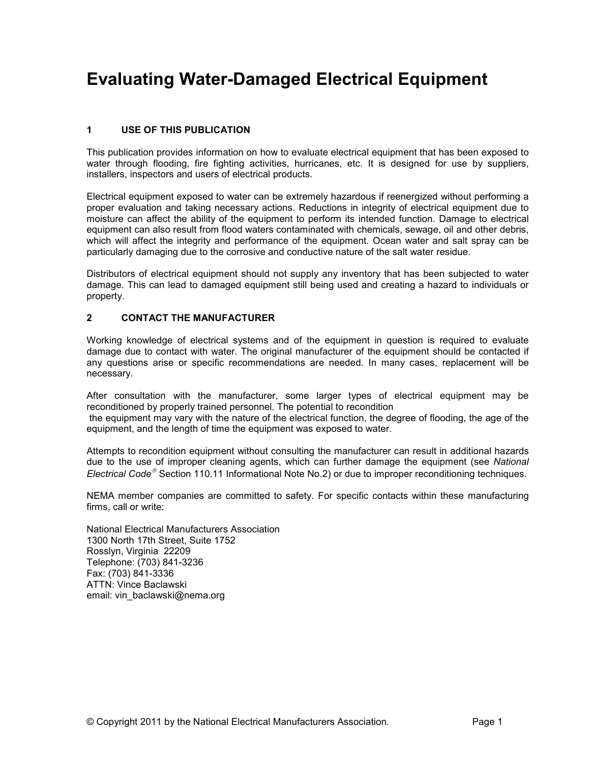# Evaluating Water-Damaged Electrical Equipment

## 1 USE OF THIS PUBLICATION

This publication provides information on how to evaluate electrical equipment that has been exposed to water through flooding, fire fighting activities, hurricanes, etc. It is designed for use by suppliers, installers, inspectors and users of electrical products.

Electrical equipment exposed to water can be extremely hazardous if reenergized without performing a proper evaluation and taking necessary actions. Reductions in integrity of electrical equipment due to moisture can affect the ability of the equipment to perform its intended function. Damage to electrical equipment can also result from flood waters contaminated with chemicals, sewage, oil and other debris, which will affect the integrity and performance of the equipment. Ocean water and salt spray can be particularly damaging due to the corrosive and conductive nature of the salt water residue.

Distributors of electrical equipment should not supply any inventory that has been subjected to water damage. This can lead to damaged equipment still being used and creating a hazard to individuals or property.

## 2 CONTACT THE MANUFACTURER

Working knowledge of electrical systems and of the equipment in question is required to evaluate damage due to contact with water. The original manufacturer of the equipment should be contacted if any questions arise or specific recommendations are needed. In many cases, replacement will be necessary.

After consultation with the manufacturer, some larger types of electrical equipment may be reconditioned by properly trained personnel. The potential to recondition the equipment may vary with the nature of the electrical function, the degree of flooding, the age of the equipment, and the length of time the equipment was exposed to water.

Attempts to recondition equipment without consulting the manufacturer can result in additional hazards due to the use of improper cleaning agents, which can further damage the equipment (see *National Electrical Code®* Section 110.11 Informational Note No.2) or due to improper reconditioning techniques.

NEMA member companies are committed to safety. For specific contacts within these manufacturing firms, call or write:

National Electrical Manufacturers Association
1300 North 17th Street, Suite 1752
Rosslyn, Virginia 22209
Telephone: (703) 841-3236
Fax: (703) 841-3336
ATTN: Vince Baclawski
email: vin_baclawski@nema.org

© Copyright 2011 by the National Electrical Manufacturers Association.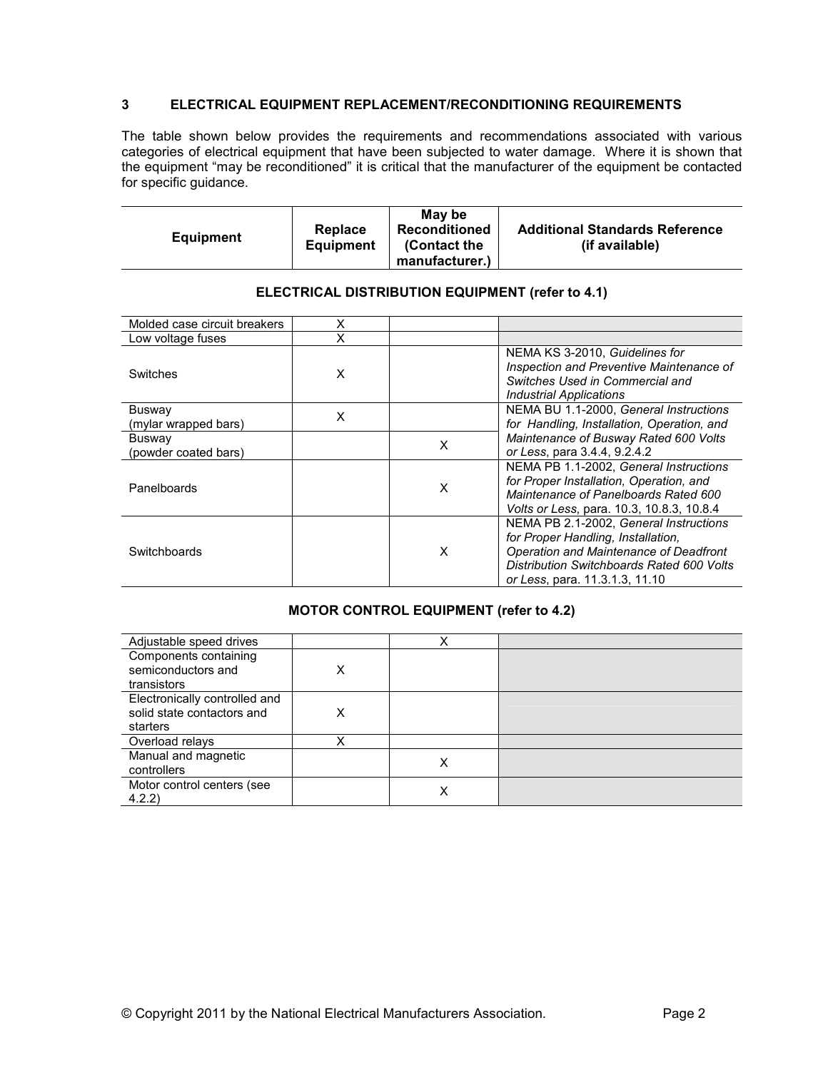## 3 ELECTRICAL EQUIPMENT REPLACEMENT/RECONDITIONING REQUIREMENTS

The table shown below provides the requirements and recommendations associated with various categories of electrical equipment that have been subjected to water damage. Where it is shown that the equipment "may be reconditioned" it is critical that the manufacturer of the equipment be contacted for specific guidance.

| Equipment | Replace Equipment | May be Reconditioned (Contact the manufacturer.) | Additional Standards Reference (if available) |
|---|---|---|---|
| **ELECTRICAL DISTRIBUTION EQUIPMENT (refer to 4.1)** | | | |
| Molded case circuit breakers | X | | |
| Low voltage fuses | X | | |
| Switches | X | | NEMA KS 3-2010, *Guidelines for Inspection and Preventive Maintenance of Switches Used in Commercial and Industrial Applications* |
| Busway (mylar wrapped bars) | X | | NEMA BU 1.1-2000, *General Instructions for Handling, Installation, Operation, and Maintenance of Busway Rated 600 Volts or Less*, para 3.4.4, 9.2.4.2 |
| Busway (powder coated bars) | | X | NEMA BU 1.1-2000, *General Instructions for Handling, Installation, Operation, and Maintenance of Busway Rated 600 Volts or Less*, para 3.4.4, 9.2.4.2 |
| Panelboards | | X | NEMA PB 1.1-2002, *General Instructions for Proper Installation, Operation, and Maintenance of Panelboards Rated 600 Volts or Less*, para. 10.3, 10.8.3, 10.8.4 |
| Switchboards | | X | NEMA PB 2.1-2002, *General Instructions for Proper Handling, Installation, Operation and Maintenance of Deadfront Distribution Switchboards Rated 600 Volts or Less*, para. 11.3.1.3, 11.10 |
| **MOTOR CONTROL EQUIPMENT (refer to 4.2)** | | | |
| Adjustable speed drives | | X | |
| Components containing semiconductors and transistors | X | | |
| Electronically controlled and solid state contactors and starters | X | | |
| Overload relays | X | | |
| Manual and magnetic controllers | | X | |
| Motor control centers (see 4.2.2) | | X | |

© Copyright 2011 by the National Electrical Manufacturers Association.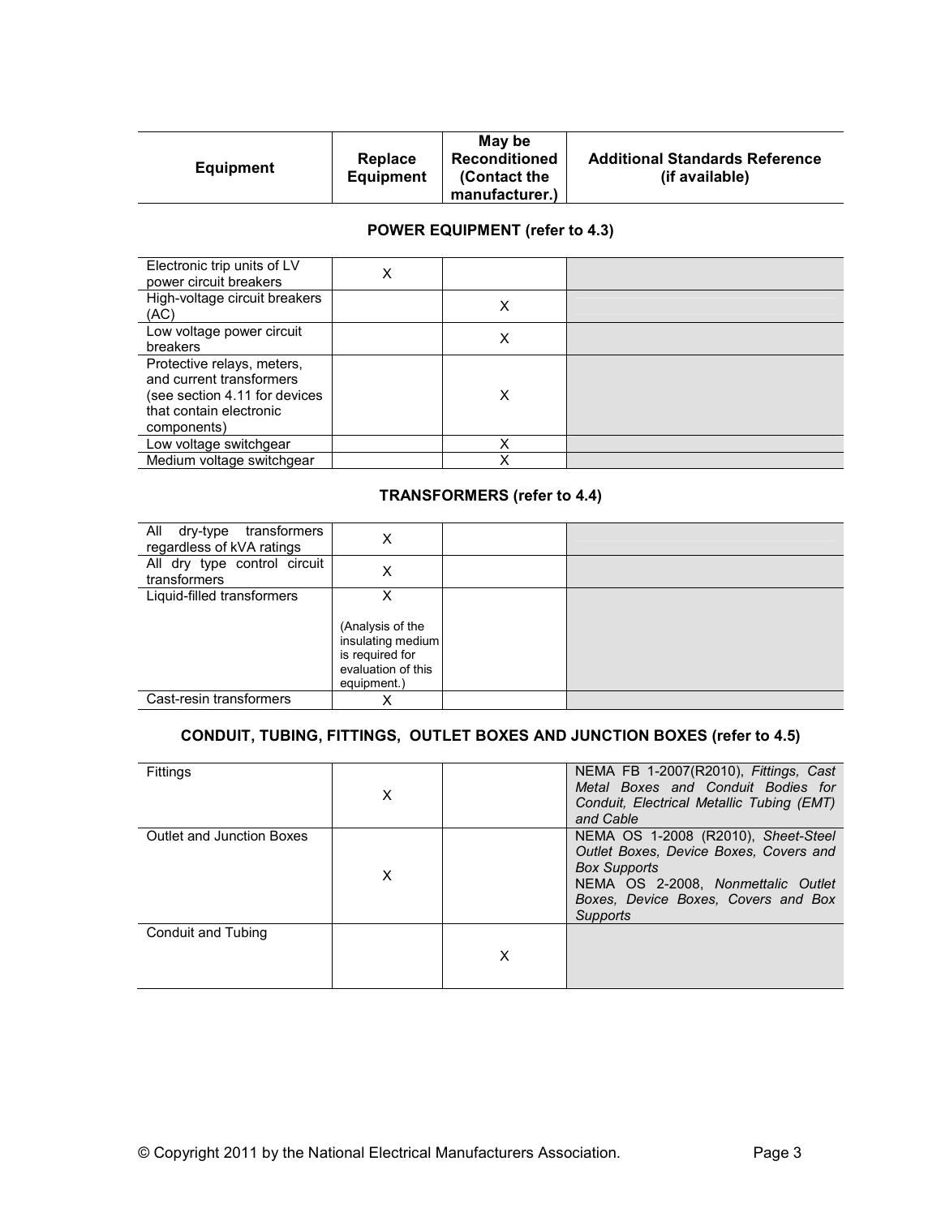| Equipment | Replace Equipment | May be Reconditioned (Contact the manufacturer.) | Additional Standards Reference (if available) |
|---|---|---|---|
| **POWER EQUIPMENT (refer to 4.3)** | | | |
| Electronic trip units of LV power circuit breakers | X | | |
| High-voltage circuit breakers (AC) | | X | |
| Low voltage power circuit breakers | | X | |
| Protective relays, meters, and current transformers (see section 4.11 for devices that contain electronic components) | | X | |
| Low voltage switchgear | | X | |
| Medium voltage switchgear | | X | |
| **TRANSFORMERS (refer to 4.4)** | | | |
| All dry-type transformers regardless of kVA ratings | X | | |
| All dry type control circuit transformers | X | | |
| Liquid-filled transformers | X (Analysis of the insulating medium is required for evaluation of this equipment.) | | |
| Cast-resin transformers | X | | |
| **CONDUIT, TUBING, FITTINGS, OUTLET BOXES AND JUNCTION BOXES (refer to 4.5)** | | | |
| Fittings | X | | NEMA FB 1-2007(R2010), *Fittings, Cast Metal Boxes and Conduit Bodies for Conduit, Electrical Metallic Tubing (EMT) and Cable* |
| Outlet and Junction Boxes | X | | NEMA OS 1-2008 (R2010), *Sheet-Steel Outlet Boxes, Device Boxes, Covers and Box Supports*<br>NEMA OS 2-2008, *Nonmettalic Outlet Boxes, Device Boxes, Covers and Box Supports* |
| Conduit and Tubing | | X | |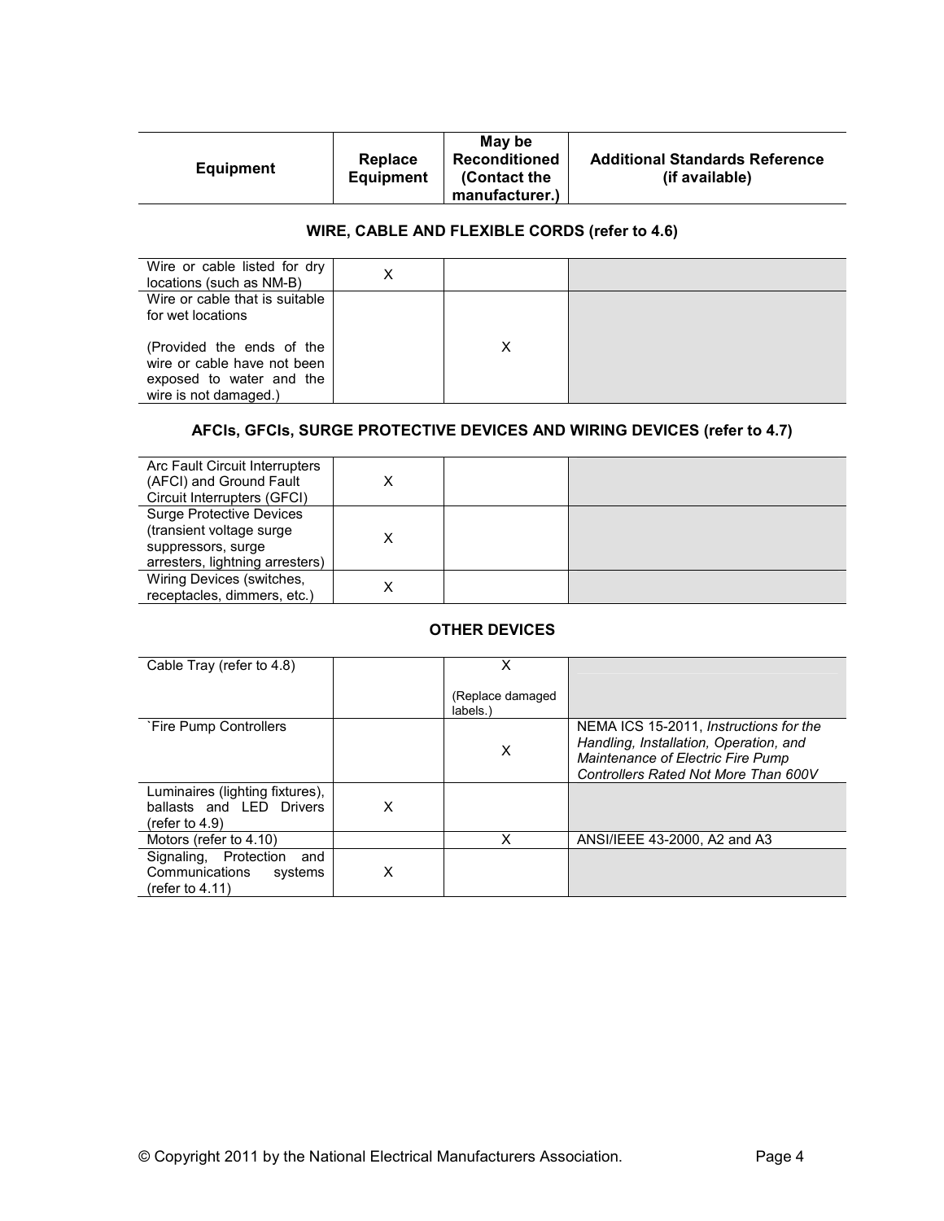| Equipment | Replace Equipment | May be Reconditioned (Contact the manufacturer.) | Additional Standards Reference (if available) |
|---|---|---|---|
| **WIRE, CABLE AND FLEXIBLE CORDS (refer to 4.6)** | | | |
| Wire or cable listed for dry locations (such as NM-B) | X | | |
| Wire or cable that is suitable for wet locations (Provided the ends of the wire or cable have not been exposed to water and the wire is not damaged.) | | X | |
| **AFCIs, GFCIs, SURGE PROTECTIVE DEVICES AND WIRING DEVICES (refer to 4.7)** | | | |
| Arc Fault Circuit Interrupters (AFCI) and Ground Fault Circuit Interrupters (GFCI) | X | | |
| Surge Protective Devices (transient voltage surge suppressors, surge arresters, lightning arresters) | X | | |
| Wiring Devices (switches, receptacles, dimmers, etc.) | X | | |
| **OTHER DEVICES** | | | |
| Cable Tray (refer to 4.8) | | X (Replace damaged labels.) | |
| `Fire Pump Controllers | | X | NEMA ICS 15-2011, *Instructions for the Handling, Installation, Operation, and Maintenance of Electric Fire Pump Controllers Rated Not More Than 600V* |
| Luminaires (lighting fixtures), ballasts and LED Drivers (refer to 4.9) | X | | |
| Motors (refer to 4.10) | | X | ANSI/IEEE 43-2000, A2 and A3 |
| Signaling, Protection and Communications systems (refer to 4.11) | X | | |

© Copyright 2011 by the National Electrical Manufacturers Association.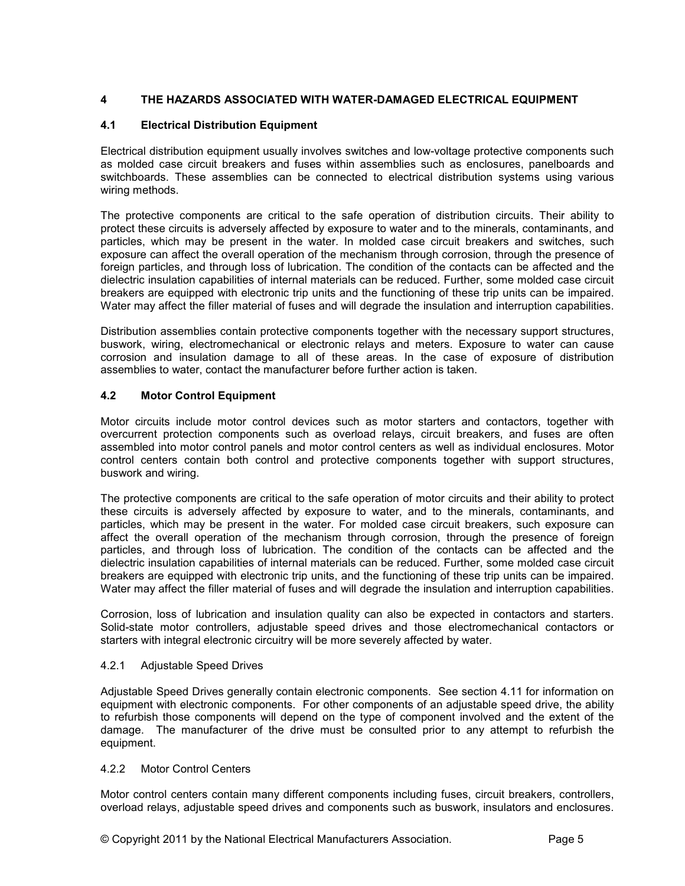# 4 THE HAZARDS ASSOCIATED WITH WATER-DAMAGED ELECTRICAL EQUIPMENT

## 4.1 Electrical Distribution Equipment

Electrical distribution equipment usually involves switches and low-voltage protective components such as molded case circuit breakers and fuses within assemblies such as enclosures, panelboards and switchboards. These assemblies can be connected to electrical distribution systems using various wiring methods.

The protective components are critical to the safe operation of distribution circuits. Their ability to protect these circuits is adversely affected by exposure to water and to the minerals, contaminants, and particles, which may be present in the water. In molded case circuit breakers and switches, such exposure can affect the overall operation of the mechanism through corrosion, through the presence of foreign particles, and through loss of lubrication. The condition of the contacts can be affected and the dielectric insulation capabilities of internal materials can be reduced. Further, some molded case circuit breakers are equipped with electronic trip units and the functioning of these trip units can be impaired. Water may affect the filler material of fuses and will degrade the insulation and interruption capabilities.

Distribution assemblies contain protective components together with the necessary support structures, buswork, wiring, electromechanical or electronic relays and meters. Exposure to water can cause corrosion and insulation damage to all of these areas. In the case of exposure of distribution assemblies to water, contact the manufacturer before further action is taken.

## 4.2 Motor Control Equipment

Motor circuits include motor control devices such as motor starters and contactors, together with overcurrent protection components such as overload relays, circuit breakers, and fuses are often assembled into motor control panels and motor control centers as well as individual enclosures. Motor control centers contain both control and protective components together with support structures, buswork and wiring.

The protective components are critical to the safe operation of motor circuits and their ability to protect these circuits is adversely affected by exposure to water, and to the minerals, contaminants, and particles, which may be present in the water. For molded case circuit breakers, such exposure can affect the overall operation of the mechanism through corrosion, through the presence of foreign particles, and through loss of lubrication. The condition of the contacts can be affected and the dielectric insulation capabilities of internal materials can be reduced. Further, some molded case circuit breakers are equipped with electronic trip units, and the functioning of these trip units can be impaired. Water may affect the filler material of fuses and will degrade the insulation and interruption capabilities.

Corrosion, loss of lubrication and insulation quality can also be expected in contactors and starters. Solid-state motor controllers, adjustable speed drives and those electromechanical contactors or starters with integral electronic circuitry will be more severely affected by water.

### 4.2.1 Adjustable Speed Drives

Adjustable Speed Drives generally contain electronic components. See section 4.11 for information on equipment with electronic components. For other components of an adjustable speed drive, the ability to refurbish those components will depend on the type of component involved and the extent of the damage. The manufacturer of the drive must be consulted prior to any attempt to refurbish the equipment.

### 4.2.2 Motor Control Centers

Motor control centers contain many different components including fuses, circuit breakers, controllers, overload relays, adjustable speed drives and components such as buswork, insulators and enclosures.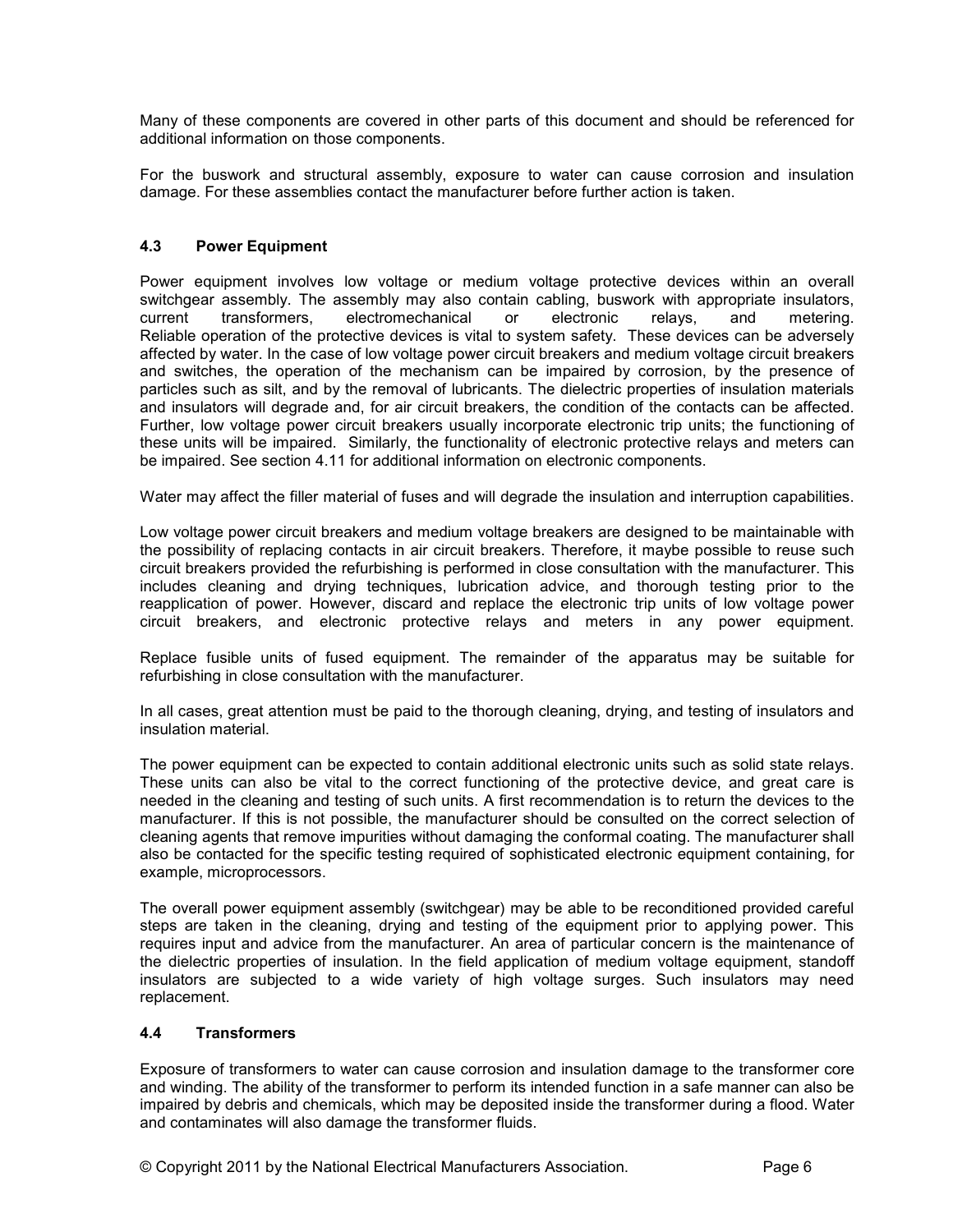Many of these components are covered in other parts of this document and should be referenced for additional information on those components.

For the buswork and structural assembly, exposure to water can cause corrosion and insulation damage. For these assemblies contact the manufacturer before further action is taken.

### 4.3 Power Equipment

Power equipment involves low voltage or medium voltage protective devices within an overall switchgear assembly. The assembly may also contain cabling, buswork with appropriate insulators, current transformers, electromechanical or electronic relays, and metering. Reliable operation of the protective devices is vital to system safety. These devices can be adversely affected by water. In the case of low voltage power circuit breakers and medium voltage circuit breakers and switches, the operation of the mechanism can be impaired by corrosion, by the presence of particles such as silt, and by the removal of lubricants. The dielectric properties of insulation materials and insulators will degrade and, for air circuit breakers, the condition of the contacts can be affected. Further, low voltage power circuit breakers usually incorporate electronic trip units; the functioning of these units will be impaired. Similarly, the functionality of electronic protective relays and meters can be impaired. See section 4.11 for additional information on electronic components.

Water may affect the filler material of fuses and will degrade the insulation and interruption capabilities.

Low voltage power circuit breakers and medium voltage breakers are designed to be maintainable with the possibility of replacing contacts in air circuit breakers. Therefore, it maybe possible to reuse such circuit breakers provided the refurbishing is performed in close consultation with the manufacturer. This includes cleaning and drying techniques, lubrication advice, and thorough testing prior to the reapplication of power. However, discard and replace the electronic trip units of low voltage power circuit breakers, and electronic protective relays and meters in any power equipment.

Replace fusible units of fused equipment. The remainder of the apparatus may be suitable for refurbishing in close consultation with the manufacturer.

In all cases, great attention must be paid to the thorough cleaning, drying, and testing of insulators and insulation material.

The power equipment can be expected to contain additional electronic units such as solid state relays. These units can also be vital to the correct functioning of the protective device, and great care is needed in the cleaning and testing of such units. A first recommendation is to return the devices to the manufacturer. If this is not possible, the manufacturer should be consulted on the correct selection of cleaning agents that remove impurities without damaging the conformal coating. The manufacturer shall also be contacted for the specific testing required of sophisticated electronic equipment containing, for example, microprocessors.

The overall power equipment assembly (switchgear) may be able to be reconditioned provided careful steps are taken in the cleaning, drying and testing of the equipment prior to applying power. This requires input and advice from the manufacturer. An area of particular concern is the maintenance of the dielectric properties of insulation. In the field application of medium voltage equipment, standoff insulators are subjected to a wide variety of high voltage surges. Such insulators may need replacement.

### 4.4 Transformers

Exposure of transformers to water can cause corrosion and insulation damage to the transformer core and winding. The ability of the transformer to perform its intended function in a safe manner can also be impaired by debris and chemicals, which may be deposited inside the transformer during a flood. Water and contaminates will also damage the transformer fluids.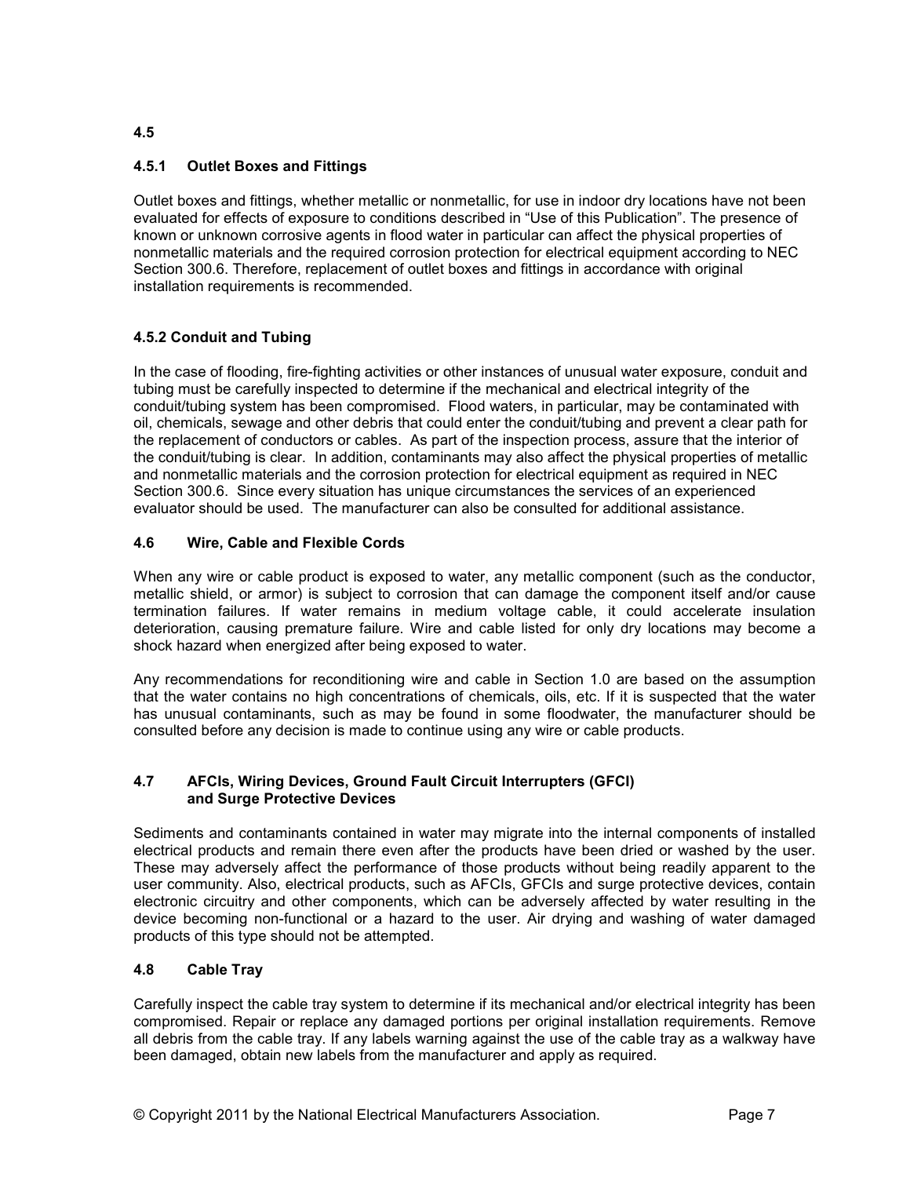### 4.5

### 4.5.1 Outlet Boxes and Fittings

Outlet boxes and fittings, whether metallic or nonmetallic, for use in indoor dry locations have not been evaluated for effects of exposure to conditions described in "Use of this Publication". The presence of known or unknown corrosive agents in flood water in particular can affect the physical properties of nonmetallic materials and the required corrosion protection for electrical equipment according to NEC Section 300.6. Therefore, replacement of outlet boxes and fittings in accordance with original installation requirements is recommended.

### 4.5.2 Conduit and Tubing

In the case of flooding, fire-fighting activities or other instances of unusual water exposure, conduit and tubing must be carefully inspected to determine if the mechanical and electrical integrity of the conduit/tubing system has been compromised. Flood waters, in particular, may be contaminated with oil, chemicals, sewage and other debris that could enter the conduit/tubing and prevent a clear path for the replacement of conductors or cables. As part of the inspection process, assure that the interior of the conduit/tubing is clear. In addition, contaminants may also affect the physical properties of metallic and nonmetallic materials and the corrosion protection for electrical equipment as required in NEC Section 300.6. Since every situation has unique circumstances the services of an experienced evaluator should be used. The manufacturer can also be consulted for additional assistance.

### 4.6 Wire, Cable and Flexible Cords

When any wire or cable product is exposed to water, any metallic component (such as the conductor, metallic shield, or armor) is subject to corrosion that can damage the component itself and/or cause termination failures. If water remains in medium voltage cable, it could accelerate insulation deterioration, causing premature failure. Wire and cable listed for only dry locations may become a shock hazard when energized after being exposed to water.

Any recommendations for reconditioning wire and cable in Section 1.0 are based on the assumption that the water contains no high concentrations of chemicals, oils, etc. If it is suspected that the water has unusual contaminants, such as may be found in some floodwater, the manufacturer should be consulted before any decision is made to continue using any wire or cable products.

### 4.7 AFCIs, Wiring Devices, Ground Fault Circuit Interrupters (GFCI) and Surge Protective Devices

Sediments and contaminants contained in water may migrate into the internal components of installed electrical products and remain there even after the products have been dried or washed by the user. These may adversely affect the performance of those products without being readily apparent to the user community. Also, electrical products, such as AFCIs, GFCIs and surge protective devices, contain electronic circuitry and other components, which can be adversely affected by water resulting in the device becoming non-functional or a hazard to the user. Air drying and washing of water damaged products of this type should not be attempted.

### 4.8 Cable Tray

Carefully inspect the cable tray system to determine if its mechanical and/or electrical integrity has been compromised. Repair or replace any damaged portions per original installation requirements. Remove all debris from the cable tray. If any labels warning against the use of the cable tray as a walkway have been damaged, obtain new labels from the manufacturer and apply as required.

© Copyright 2011 by the National Electrical Manufacturers Association.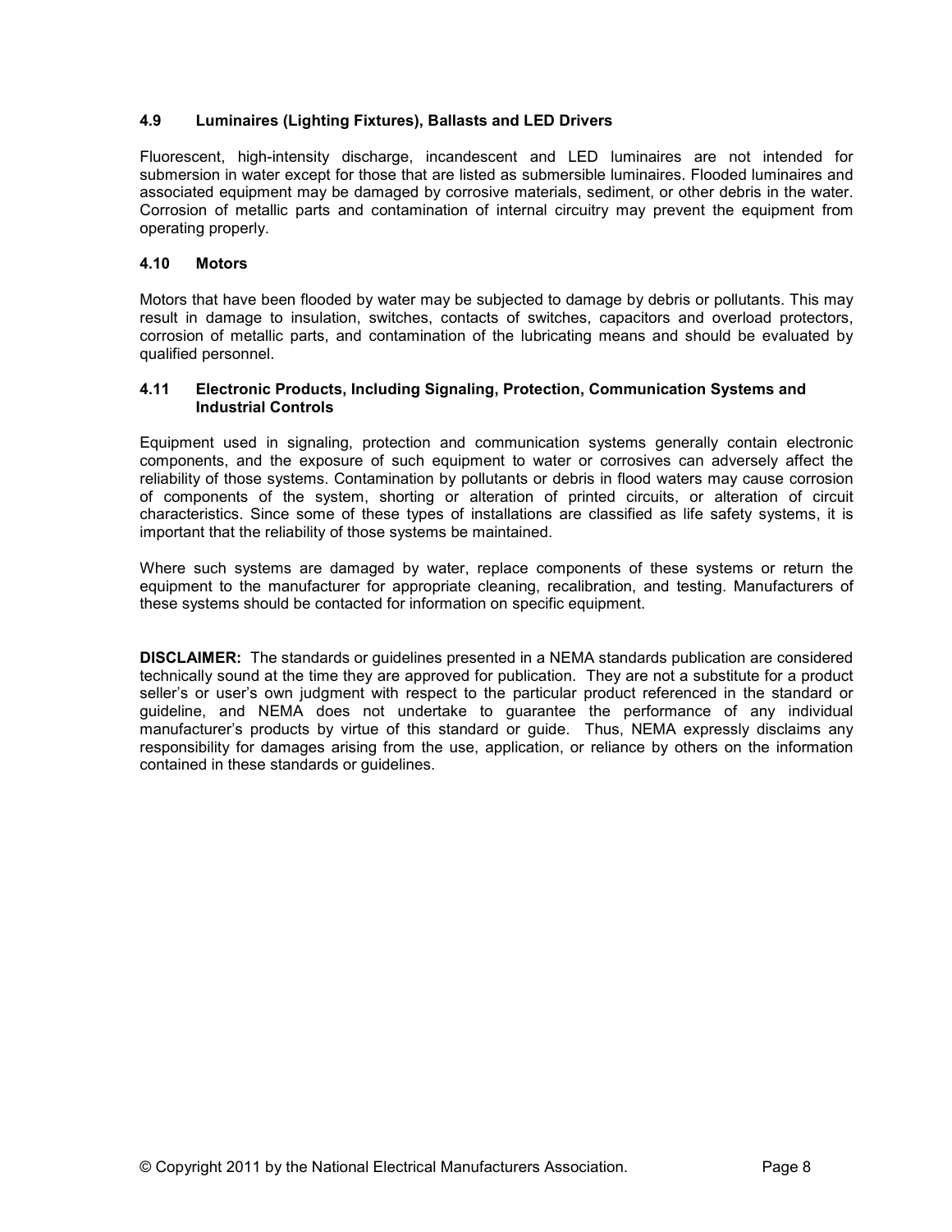### 4.9 Luminaires (Lighting Fixtures), Ballasts and LED Drivers

Fluorescent, high-intensity discharge, incandescent and LED luminaires are not intended for submersion in water except for those that are listed as submersible luminaires. Flooded luminaires and associated equipment may be damaged by corrosive materials, sediment, or other debris in the water. Corrosion of metallic parts and contamination of internal circuitry may prevent the equipment from operating properly.

### 4.10 Motors

Motors that have been flooded by water may be subjected to damage by debris or pollutants. This may result in damage to insulation, switches, contacts of switches, capacitors and overload protectors, corrosion of metallic parts, and contamination of the lubricating means and should be evaluated by qualified personnel.

### 4.11 Electronic Products, Including Signaling, Protection, Communication Systems and Industrial Controls

Equipment used in signaling, protection and communication systems generally contain electronic components, and the exposure of such equipment to water or corrosives can adversely affect the reliability of those systems. Contamination by pollutants or debris in flood waters may cause corrosion of components of the system, shorting or alteration of printed circuits, or alteration of circuit characteristics. Since some of these types of installations are classified as life safety systems, it is important that the reliability of those systems be maintained.

Where such systems are damaged by water, replace components of these systems or return the equipment to the manufacturer for appropriate cleaning, recalibration, and testing. Manufacturers of these systems should be contacted for information on specific equipment.

**DISCLAIMER:** The standards or guidelines presented in a NEMA standards publication are considered technically sound at the time they are approved for publication. They are not a substitute for a product seller's or user's own judgment with respect to the particular product referenced in the standard or guideline, and NEMA does not undertake to guarantee the performance of any individual manufacturer's products by virtue of this standard or guide. Thus, NEMA expressly disclaims any responsibility for damages arising from the use, application, or reliance by others on the information contained in these standards or guidelines.